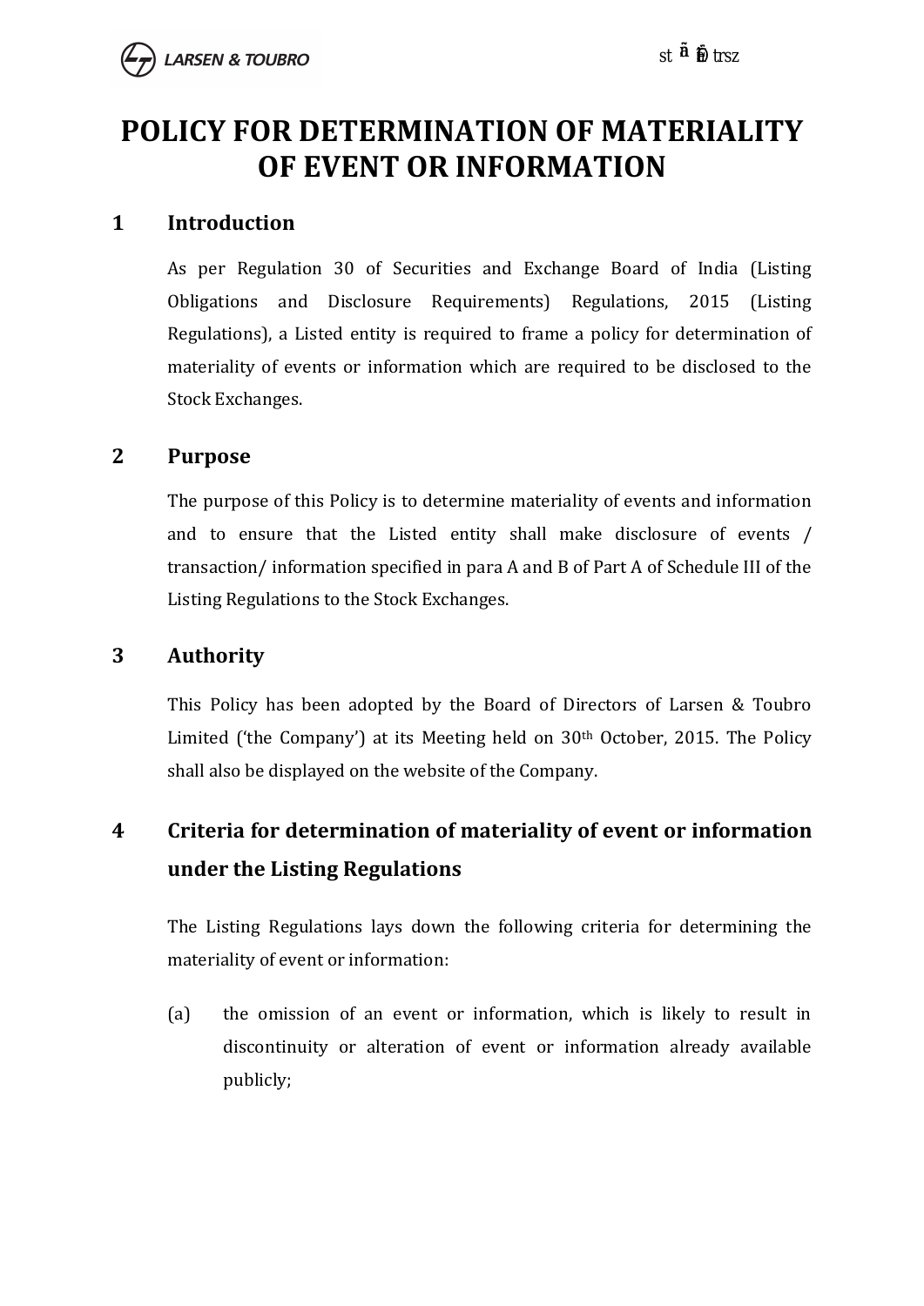# POLICY FOR DETERMINATION OF MATERIALITY OF EVENT OR INFORMATION

## 1 Introduction

As per Regulation 30 of Securities and Exchange Board of India (Listing Obligations and Disclosure Requirements) Regulations, 2015 (Listing Regulations), a Listed entity is required to frame a policy for determination of materiality of events or information which are required to be disclosed to the Stock Exchanges.

## 2 Purpose

The purpose of this Policy is to determine materiality of events and information and to ensure that the Listed entity shall make disclosure of events / transaction/ information specified in para A and B of Part A of Schedule III of the Listing Regulations to the Stock Exchanges.

## 3 Authority

This Policy has been adopted by the Board of Directors of Larsen & Toubro Limited ('the Company') at its Meeting held on 30th October, 2015. The Policy shall also be displayed on the website of the Company.

## 4 Criteria for determination of materiality of event or information under the Listing Regulations

The Listing Regulations lays down the following criteria for determining the materiality of event or information:

(a) the omission of an event or information, which is likely to result in discontinuity or alteration of event or information already available publicly;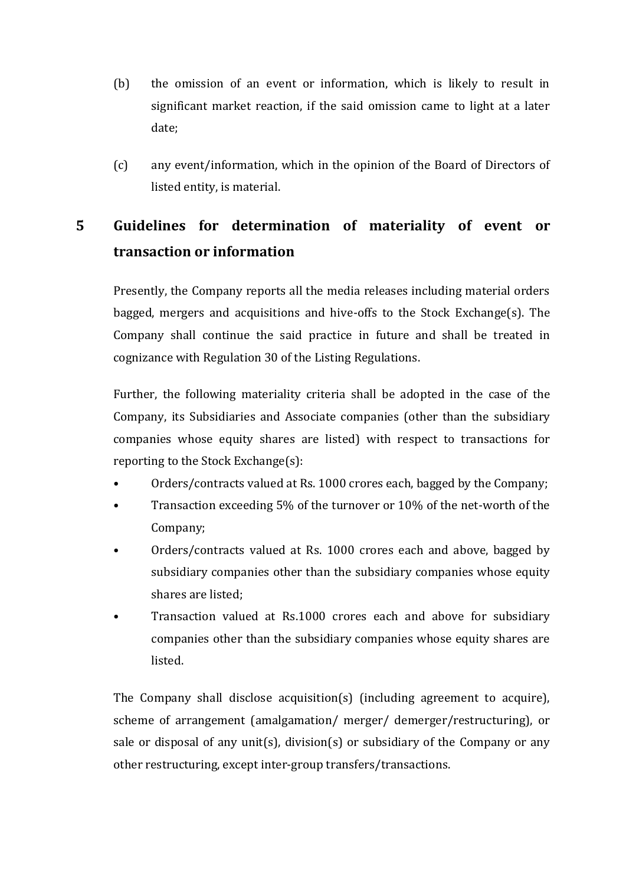(b) the omission of an event or information, which is likely to result in significant market reaction, if the said omission came to light at a later date;

(c) any event/information, which in the opinion of the Board of Directors of listed entity, is material.

## 5 Guidelines for determination of materiality of event or transaction or information

Presently, the Company reports all the media releases including material orders bagged, mergers and acquisitions and hive-offs to the Stock Exchange(s). The Company shall continue the said practice in future and shall be treated in cognizance with Regulation 30 of the Listing Regulations.

Further, the following materiality criteria shall be adopted in the case of the Company, its Subsidiaries and Associate companies (other than the subsidiary companies whose equity shares are listed) with respect to transactions for reporting to the Stock Exchange(s):

- Orders/contracts valued at Rs. 1000 crores each, bagged by the Company;
- Transaction exceeding 5% of the turnover or 10% of the net-worth of the Company;
- Orders/contracts valued at Rs. 1000 crores each and above, bagged by subsidiary companies other than the subsidiary companies whose equity shares are listed;
- Transaction valued at Rs.1000 crores each and above for subsidiary companies other than the subsidiary companies whose equity shares are listed.

The Company shall disclose acquisition(s) (including agreement to acquire), scheme of arrangement (amalgamation/ merger/ demerger/restructuring), or sale or disposal of any unit(s), division(s) or subsidiary of the Company or any other restructuring, except inter-group transfers/transactions.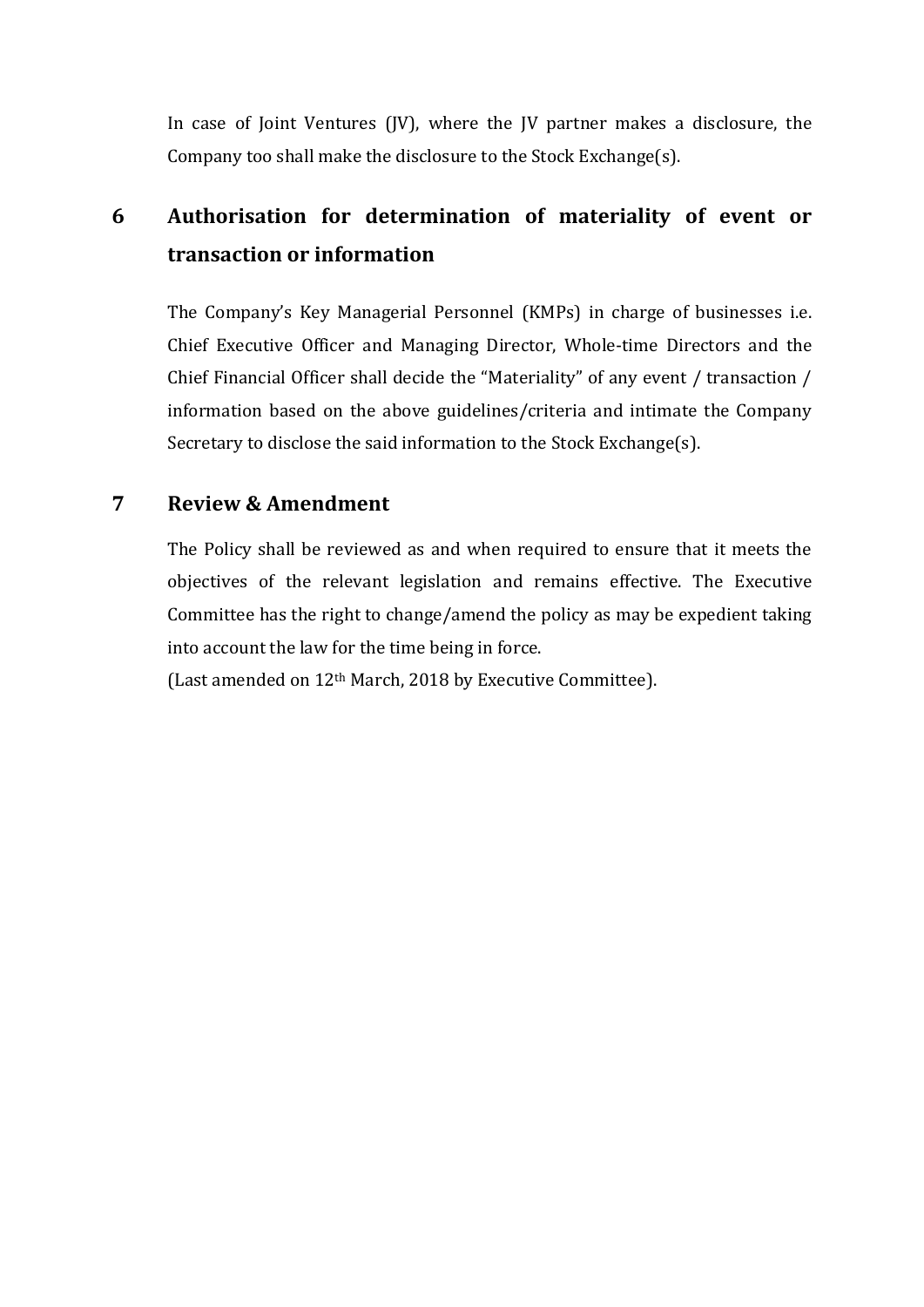In case of Joint Ventures (JV), where the JV partner makes a disclosure, the Company too shall make the disclosure to the Stock Exchange(s).

## 6 Authorisation for determination of materiality of event or transaction or information

The Company's Key Managerial Personnel (KMPs) in charge of businesses i.e. Chief Executive Officer and Managing Director, Whole-time Directors and the Chief Financial Officer shall decide the "Materiality" of any event / transaction / information based on the above guidelines/criteria and intimate the Company Secretary to disclose the said information to the Stock Exchange(s).

## 7 Review & Amendment

The Policy shall be reviewed as and when required to ensure that it meets the objectives of the relevant legislation and remains effective. The Executive Committee has the right to change/amend the policy as may be expedient taking into account the law for the time being in force.

(Last amended on 12th March, 2018 by Executive Committee).